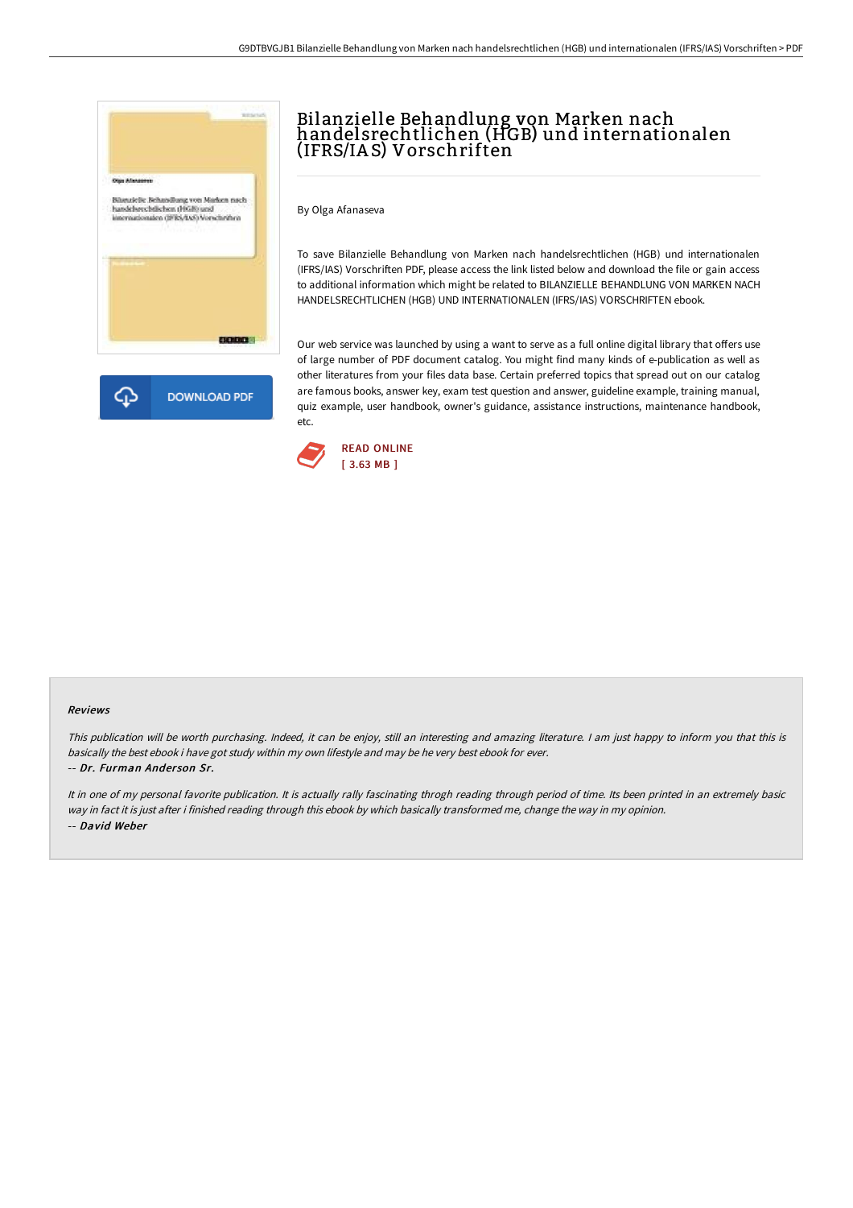# Bilanzielle Behandlung von Marken nach handelsrechtlichen (HGB) und internationalen (IFRS/IAS) Vorschriften

By Olga Afanaseva

To save Bilanzielle Behandlung von Marken nach handelsrechtlichen (HGB) und internationalen (IFRS/IAS) Vorschriften PDF, please access the link listed below and download the file or gain access to additional information which might be related to BILANZIELLE BEHANDLUNG VON MARKEN NACH HANDELSRECHTLICHEN (HGB) UND INTERNATIONALEN (IFRS/IAS) VORSCHRIFTEN ebook.

Our web service was launched by using a want to serve as a full online digital library that offers use of large number of PDF document catalog. You might find many kinds of e-publication as well as other literatures from your files data base. Certain preferred topics that spread out on our catalog are famous books, answer key, exam test question and answer, guideline example, training manual, quiz example, user handbook, owner's guidance, assistance instructions, maintenance handbook, etc.

DOWNLOAD PDF

READ ONLINE
[ 3.63 MB ]

## Reviews

*This publication will be worth purchasing. Indeed, it can be enjoy, still an interesting and amazing literature. I am just happy to inform you that this is basically the best ebook i have got study within my own lifestyle and may be he very best ebook for ever.*

-- ***Dr. Furman Anderson Sr.***

*It in one of my personal favorite publication. It is actually rally fascinating throgh reading through period of time. Its been printed in an extremely basic way in fact it is just after i finished reading through this ebook by which basically transformed me, change the way in my opinion.*

-- ***David Weber***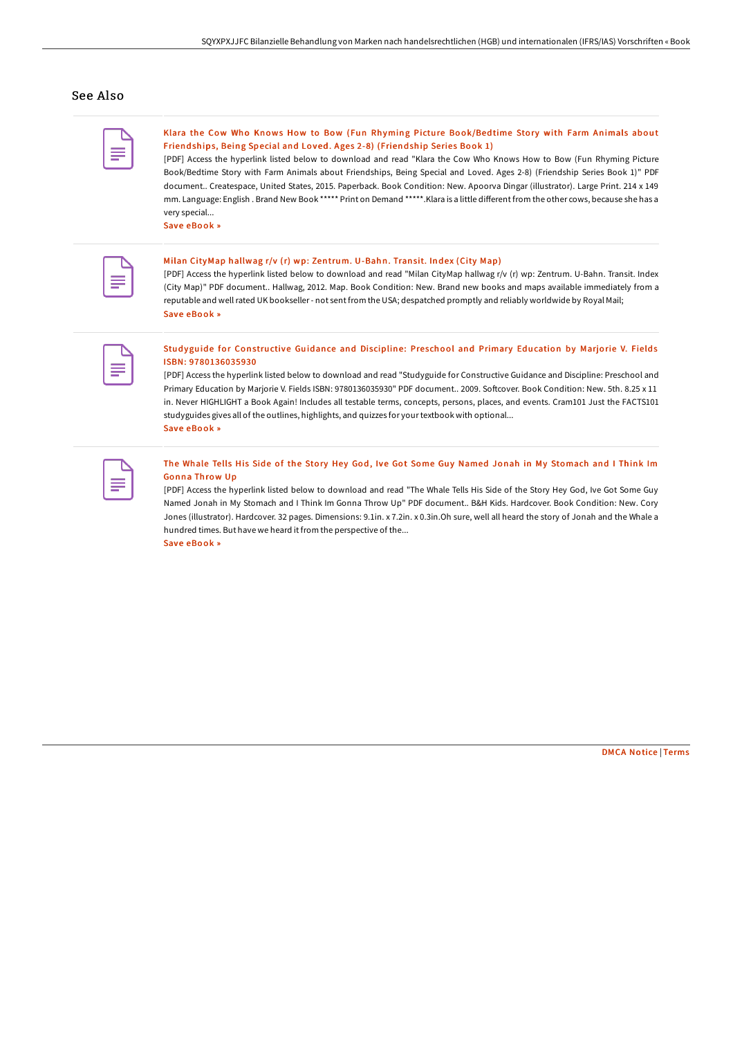## See Also

### Klara the Cow Who Knows How to Bow (Fun Rhyming Picture Book/Bedtime Story with Farm Animals about Friendships, Being Special and Loved. Ages 2-8) (Friendship Series Book 1)

[PDF] Access the hyperlink listed below to download and read "Klara the Cow Who Knows How to Bow (Fun Rhyming Picture Book/Bedtime Story with Farm Animals about Friendships, Being Special and Loved. Ages 2-8) (Friendship Series Book 1)" PDF document.. Createspace, United States, 2015. Paperback. Book Condition: New. Apoorva Dingar (illustrator). Large Print. 214 x 149 mm. Language: English . Brand New Book ***** Print on Demand *****.Klara is a little different from the other cows, because she has a very special...

Save eBook »

### Milan CityMap hallwag r/v (r) wp: Zentrum. U-Bahn. Transit. Index (City Map)

[PDF] Access the hyperlink listed below to download and read "Milan CityMap hallwag r/v (r) wp: Zentrum. U-Bahn. Transit. Index (City Map)" PDF document.. Hallwag, 2012. Map. Book Condition: New. Brand new books and maps available immediately from a reputable and well rated UK bookseller - not sent from the USA; despatched promptly and reliably worldwide by Royal Mail;

Save eBook »

### Studyguide for Constructive Guidance and Discipline: Preschool and Primary Education by Marjorie V. Fields ISBN: 9780136035930

[PDF] Access the hyperlink listed below to download and read "Studyguide for Constructive Guidance and Discipline: Preschool and Primary Education by Marjorie V. Fields ISBN: 9780136035930" PDF document.. 2009. Softcover. Book Condition: New. 5th. 8.25 x 11 in. Never HIGHLIGHT a Book Again! Includes all testable terms, concepts, persons, places, and events. Cram101 Just the FACTS101 studyguides gives all of the outlines, highlights, and quizzes for your textbook with optional...

Save eBook »

### The Whale Tells His Side of the Story Hey God, Ive Got Some Guy Named Jonah in My Stomach and I Think Im Gonna Throw Up

[PDF] Access the hyperlink listed below to download and read "The Whale Tells His Side of the Story Hey God, Ive Got Some Guy Named Jonah in My Stomach and I Think Im Gonna Throw Up" PDF document.. B&H Kids. Hardcover. Book Condition: New. Cory Jones (illustrator). Hardcover. 32 pages. Dimensions: 9.1in. x 7.2in. x 0.3in.Oh sure, well all heard the story of Jonah and the Whale a hundred times. But have we heard it from the perspective of the...

Save eBook »

DMCA Notice | Terms